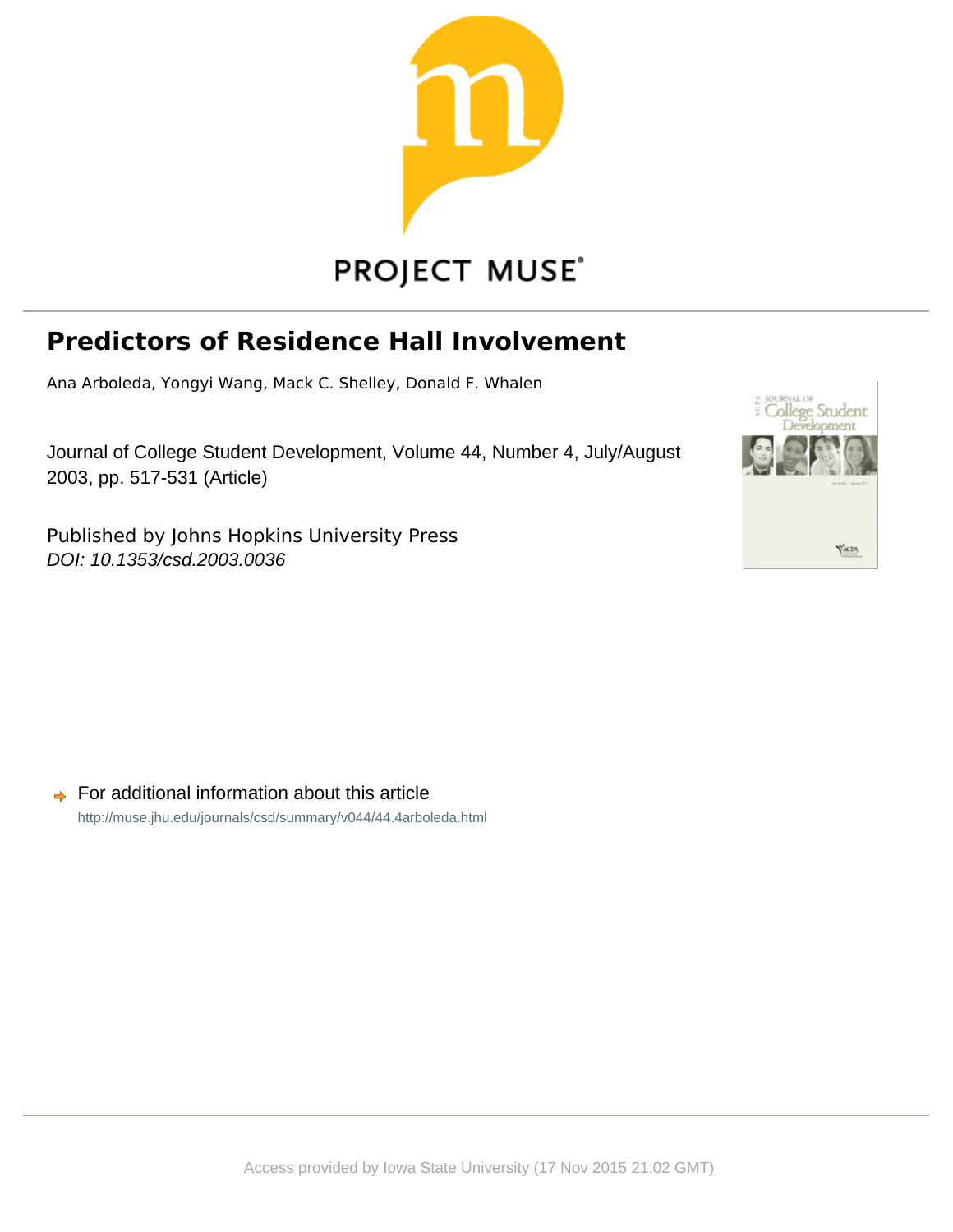PROJECT MUSE

# Predictors of Residence Hall Involvement

Ana Arboleda, Yongyi Wang, Mack C. Shelley, Donald F. Whalen

Journal of College Student Development, Volume 44, Number 4, July/August 2003, pp. 517-531 (Article)

Published by Johns Hopkins University Press
*DOI: 10.1353/csd.2003.0036*

For additional information about this article
http://muse.jhu.edu/journals/csd/summary/v044/44.4arboleda.html

Access provided by Iowa State University (17 Nov 2015 21:02 GMT)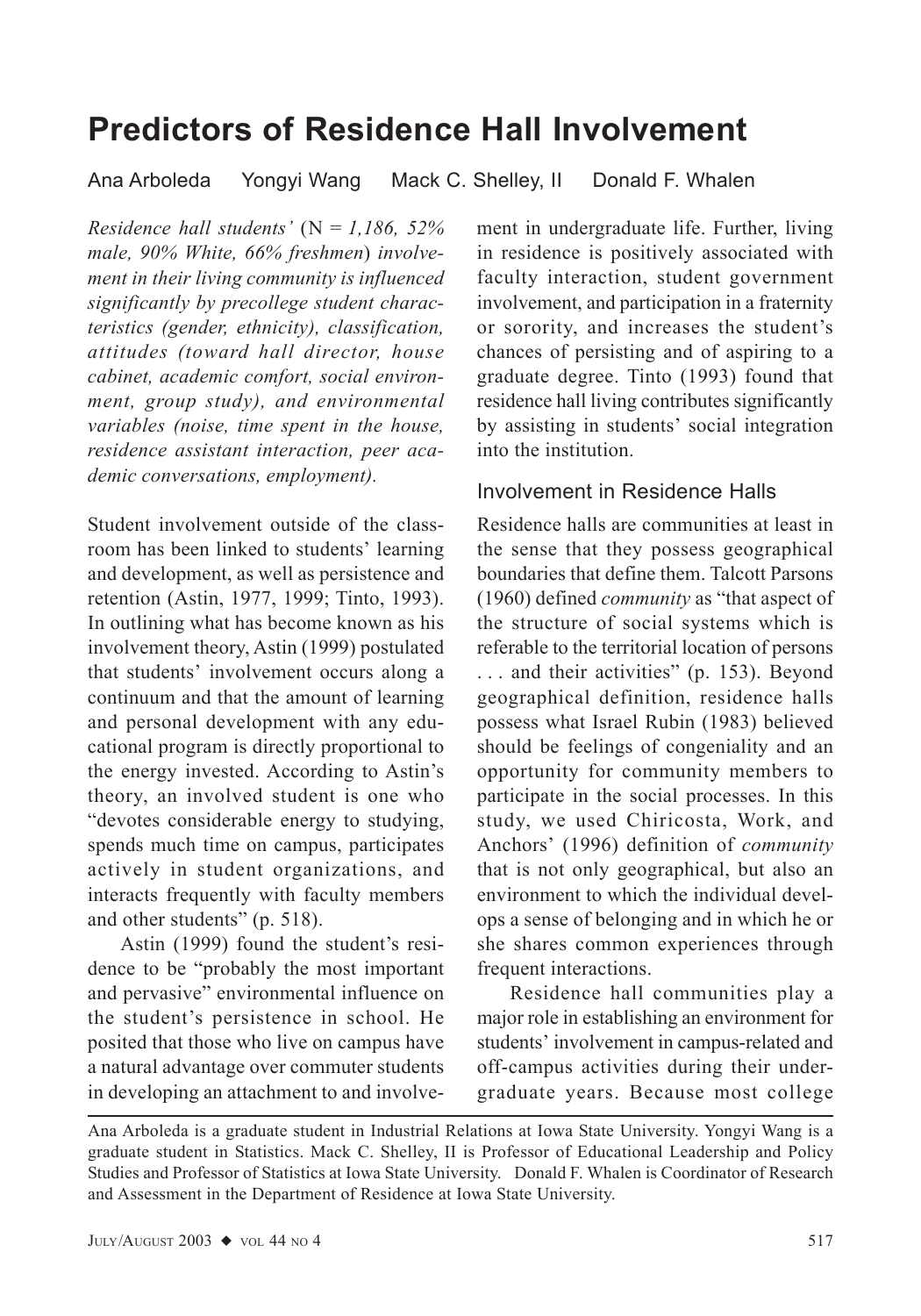# Predictors of Residence Hall Involvement

Ana Arboleda Yongyi Wang Mack C. Shelley, II Donald F. Whalen

*Residence hall students'* (N = *1,186, 52% male, 90% White, 66% freshmen*) *involvement in their living community is influenced significantly by precollege student characteristics (gender, ethnicity), classification, attitudes (toward hall director, house cabinet, academic comfort, social environment, group study), and environmental variables (noise, time spent in the house, residence assistant interaction, peer academic conversations, employment).*

Student involvement outside of the classroom has been linked to students' learning and development, as well as persistence and retention (Astin, 1977, 1999; Tinto, 1993). In outlining what has become known as his involvement theory, Astin (1999) postulated that students' involvement occurs along a continuum and that the amount of learning and personal development with any educational program is directly proportional to the energy invested. According to Astin's theory, an involved student is one who "devotes considerable energy to studying, spends much time on campus, participates actively in student organizations, and interacts frequently with faculty members and other students" (p. 518).

Astin (1999) found the student's residence to be "probably the most important and pervasive" environmental influence on the student's persistence in school. He posited that those who live on campus have a natural advantage over commuter students in developing an attachment to and involvement in undergraduate life. Further, living in residence is positively associated with faculty interaction, student government involvement, and participation in a fraternity or sorority, and increases the student's chances of persisting and of aspiring to a graduate degree. Tinto (1993) found that residence hall living contributes significantly by assisting in students' social integration into the institution.

## Involvement in Residence Halls

Residence halls are communities at least in the sense that they possess geographical boundaries that define them. Talcott Parsons (1960) defined *community* as "that aspect of the structure of social systems which is referable to the territorial location of persons . . . and their activities" (p. 153). Beyond geographical definition, residence halls possess what Israel Rubin (1983) believed should be feelings of congeniality and an opportunity for community members to participate in the social processes. In this study, we used Chiricosta, Work, and Anchors' (1996) definition of *community* that is not only geographical, but also an environment to which the individual develops a sense of belonging and in which he or she shares common experiences through frequent interactions.

Residence hall communities play a major role in establishing an environment for students' involvement in campus-related and off-campus activities during their undergraduate years. Because most college

---

Ana Arboleda is a graduate student in Industrial Relations at Iowa State University. Yongyi Wang is a graduate student in Statistics. Mack C. Shelley, II is Professor of Educational Leadership and Policy Studies and Professor of Statistics at Iowa State University. Donald F. Whalen is Coordinator of Research and Assessment in the Department of Residence at Iowa State University.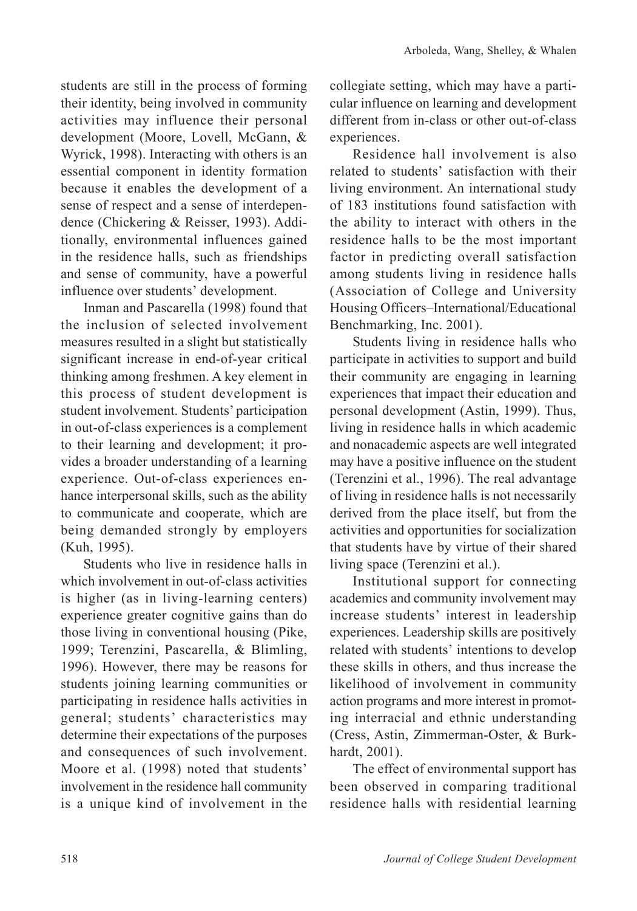students are still in the process of forming their identity, being involved in community activities may influence their personal development (Moore, Lovell, McGann, & Wyrick, 1998). Interacting with others is an essential component in identity formation because it enables the development of a sense of respect and a sense of interdependence (Chickering & Reisser, 1993). Additionally, environmental influences gained in the residence halls, such as friendships and sense of community, have a powerful influence over students' development.

Inman and Pascarella (1998) found that the inclusion of selected involvement measures resulted in a slight but statistically significant increase in end-of-year critical thinking among freshmen. A key element in this process of student development is student involvement. Students' participation in out-of-class experiences is a complement to their learning and development; it provides a broader understanding of a learning experience. Out-of-class experiences enhance interpersonal skills, such as the ability to communicate and cooperate, which are being demanded strongly by employers (Kuh, 1995).

Students who live in residence halls in which involvement in out-of-class activities is higher (as in living-learning centers) experience greater cognitive gains than do those living in conventional housing (Pike, 1999; Terenzini, Pascarella, & Blimling, 1996). However, there may be reasons for students joining learning communities or participating in residence halls activities in general; students' characteristics may determine their expectations of the purposes and consequences of such involvement. Moore et al. (1998) noted that students' involvement in the residence hall community is a unique kind of involvement in the collegiate setting, which may have a particular influence on learning and development different from in-class or other out-of-class experiences.

Residence hall involvement is also related to students' satisfaction with their living environment. An international study of 183 institutions found satisfaction with the ability to interact with others in the residence halls to be the most important factor in predicting overall satisfaction among students living in residence halls (Association of College and University Housing Officers–International/Educational Benchmarking, Inc. 2001).

Students living in residence halls who participate in activities to support and build their community are engaging in learning experiences that impact their education and personal development (Astin, 1999). Thus, living in residence halls in which academic and nonacademic aspects are well integrated may have a positive influence on the student (Terenzini et al., 1996). The real advantage of living in residence halls is not necessarily derived from the place itself, but from the activities and opportunities for socialization that students have by virtue of their shared living space (Terenzini et al.).

Institutional support for connecting academics and community involvement may increase students' interest in leadership experiences. Leadership skills are positively related with students' intentions to develop these skills in others, and thus increase the likelihood of involvement in community action programs and more interest in promoting interracial and ethnic understanding (Cress, Astin, Zimmerman-Oster, & Burkhardt, 2001).

The effect of environmental support has been observed in comparing traditional residence halls with residential learning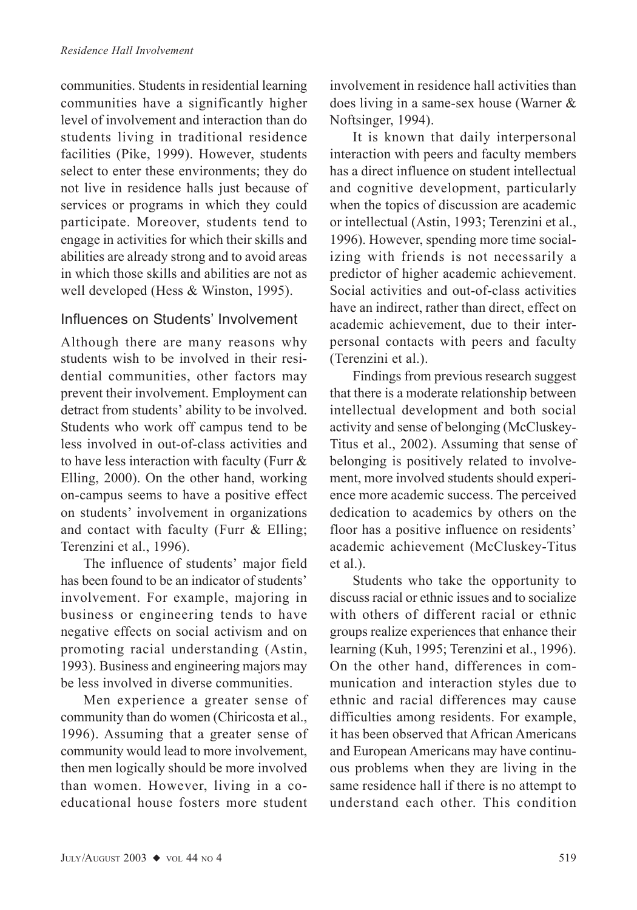communities. Students in residential learning communities have a significantly higher level of involvement and interaction than do students living in traditional residence facilities (Pike, 1999). However, students select to enter these environments; they do not live in residence halls just because of services or programs in which they could participate. Moreover, students tend to engage in activities for which their skills and abilities are already strong and to avoid areas in which those skills and abilities are not as well developed (Hess & Winston, 1995).

## Influences on Students' Involvement

Although there are many reasons why students wish to be involved in their residential communities, other factors may prevent their involvement. Employment can detract from students' ability to be involved. Students who work off campus tend to be less involved in out-of-class activities and to have less interaction with faculty (Furr & Elling, 2000). On the other hand, working on-campus seems to have a positive effect on students' involvement in organizations and contact with faculty (Furr & Elling; Terenzini et al., 1996).

The influence of students' major field has been found to be an indicator of students' involvement. For example, majoring in business or engineering tends to have negative effects on social activism and on promoting racial understanding (Astin, 1993). Business and engineering majors may be less involved in diverse communities.

Men experience a greater sense of community than do women (Chiricosta et al., 1996). Assuming that a greater sense of community would lead to more involvement, then men logically should be more involved than women. However, living in a coeducational house fosters more student involvement in residence hall activities than does living in a same-sex house (Warner & Noftsinger, 1994).

It is known that daily interpersonal interaction with peers and faculty members has a direct influence on student intellectual and cognitive development, particularly when the topics of discussion are academic or intellectual (Astin, 1993; Terenzini et al., 1996). However, spending more time socializing with friends is not necessarily a predictor of higher academic achievement. Social activities and out-of-class activities have an indirect, rather than direct, effect on academic achievement, due to their interpersonal contacts with peers and faculty (Terenzini et al.).

Findings from previous research suggest that there is a moderate relationship between intellectual development and both social activity and sense of belonging (McCluskey-Titus et al., 2002). Assuming that sense of belonging is positively related to involvement, more involved students should experience more academic success. The perceived dedication to academics by others on the floor has a positive influence on residents' academic achievement (McCluskey-Titus et al.).

Students who take the opportunity to discuss racial or ethnic issues and to socialize with others of different racial or ethnic groups realize experiences that enhance their learning (Kuh, 1995; Terenzini et al., 1996). On the other hand, differences in communication and interaction styles due to ethnic and racial differences may cause difficulties among residents. For example, it has been observed that African Americans and European Americans may have continuous problems when they are living in the same residence hall if there is no attempt to understand each other. This condition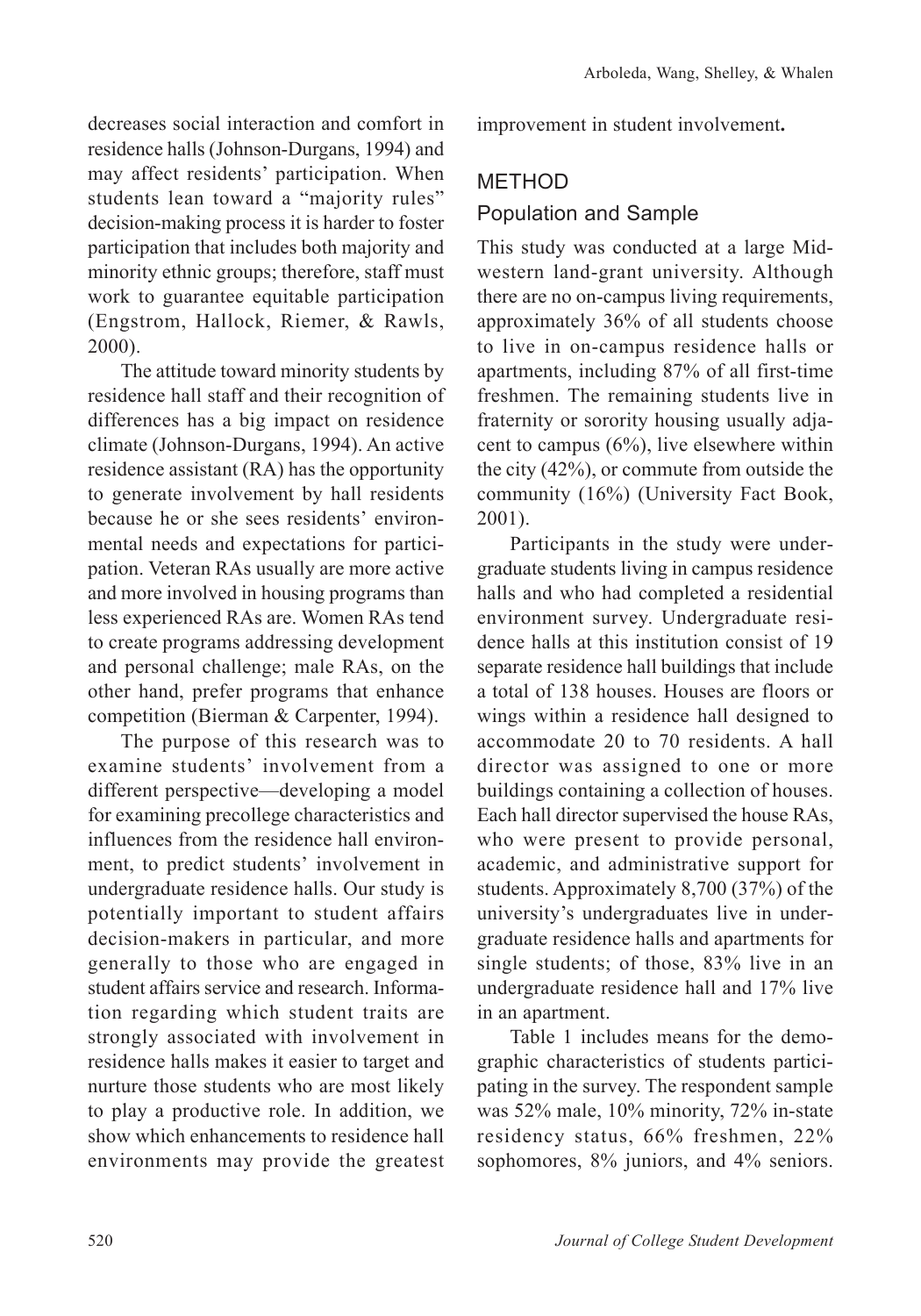decreases social interaction and comfort in residence halls (Johnson-Durgans, 1994) and may affect residents' participation. When students lean toward a "majority rules" decision-making process it is harder to foster participation that includes both majority and minority ethnic groups; therefore, staff must work to guarantee equitable participation (Engstrom, Hallock, Riemer, & Rawls, 2000).

The attitude toward minority students by residence hall staff and their recognition of differences has a big impact on residence climate (Johnson-Durgans, 1994). An active residence assistant (RA) has the opportunity to generate involvement by hall residents because he or she sees residents' environmental needs and expectations for participation. Veteran RAs usually are more active and more involved in housing programs than less experienced RAs are. Women RAs tend to create programs addressing development and personal challenge; male RAs, on the other hand, prefer programs that enhance competition (Bierman & Carpenter, 1994).

The purpose of this research was to examine students' involvement from a different perspective—developing a model for examining precollege characteristics and influences from the residence hall environment, to predict students' involvement in undergraduate residence halls. Our study is potentially important to student affairs decision-makers in particular, and more generally to those who are engaged in student affairs service and research. Information regarding which student traits are strongly associated with involvement in residence halls makes it easier to target and nurture those students who are most likely to play a productive role. In addition, we show which enhancements to residence hall environments may provide the greatest improvement in student involvement**.**

## METHOD

### Population and Sample

This study was conducted at a large Midwestern land-grant university. Although there are no on-campus living requirements, approximately 36% of all students choose to live in on-campus residence halls or apartments, including 87% of all first-time freshmen. The remaining students live in fraternity or sorority housing usually adjacent to campus (6%), live elsewhere within the city (42%), or commute from outside the community (16%) (University Fact Book, 2001).

Participants in the study were undergraduate students living in campus residence halls and who had completed a residential environment survey. Undergraduate residence halls at this institution consist of 19 separate residence hall buildings that include a total of 138 houses. Houses are floors or wings within a residence hall designed to accommodate 20 to 70 residents. A hall director was assigned to one or more buildings containing a collection of houses. Each hall director supervised the house RAs, who were present to provide personal, academic, and administrative support for students. Approximately 8,700 (37%) of the university's undergraduates live in undergraduate residence halls and apartments for single students; of those, 83% live in an undergraduate residence hall and 17% live in an apartment.

Table 1 includes means for the demographic characteristics of students participating in the survey. The respondent sample was 52% male, 10% minority, 72% in-state residency status, 66% freshmen, 22% sophomores, 8% juniors, and 4% seniors.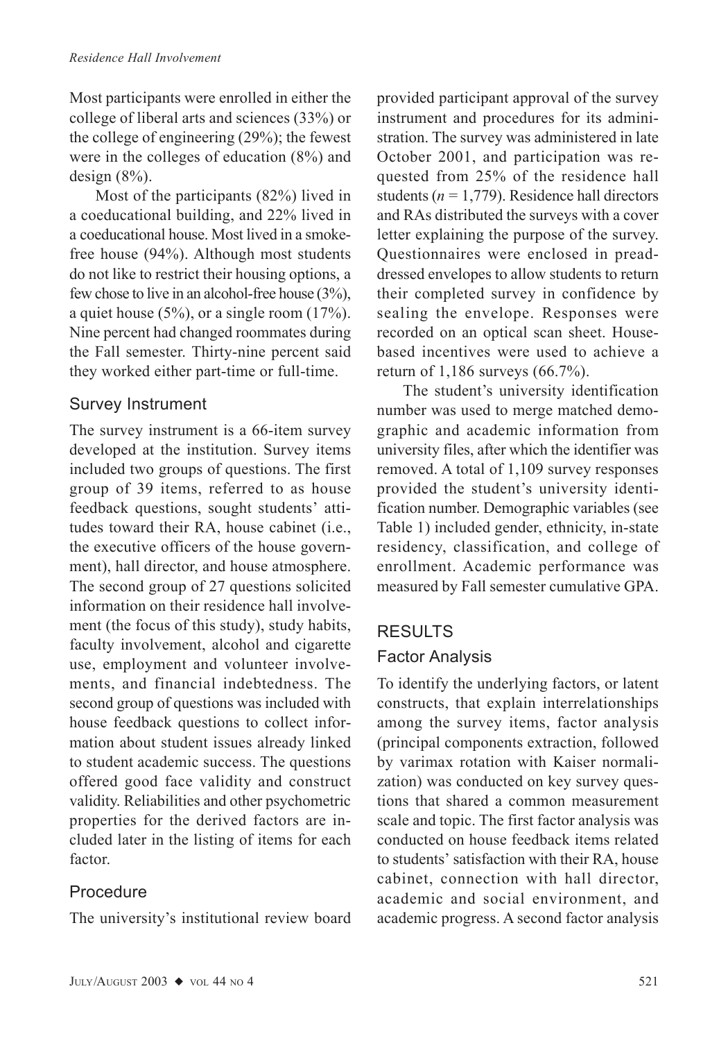Most participants were enrolled in either the college of liberal arts and sciences (33%) or the college of engineering (29%); the fewest were in the colleges of education (8%) and design (8%).

Most of the participants (82%) lived in a coeducational building, and 22% lived in a coeducational house. Most lived in a smoke-free house (94%). Although most students do not like to restrict their housing options, a few chose to live in an alcohol-free house (3%), a quiet house (5%), or a single room (17%). Nine percent had changed roommates during the Fall semester. Thirty-nine percent said they worked either part-time or full-time.

### Survey Instrument

The survey instrument is a 66-item survey developed at the institution. Survey items included two groups of questions. The first group of 39 items, referred to as house feedback questions, sought students' attitudes toward their RA, house cabinet (i.e., the executive officers of the house government), hall director, and house atmosphere. The second group of 27 questions solicited information on their residence hall involvement (the focus of this study), study habits, faculty involvement, alcohol and cigarette use, employment and volunteer involvements, and financial indebtedness. The second group of questions was included with house feedback questions to collect information about student issues already linked to student academic success. The questions offered good face validity and construct validity. Reliabilities and other psychometric properties for the derived factors are included later in the listing of items for each factor.

### Procedure

The university's institutional review board provided participant approval of the survey instrument and procedures for its administration. The survey was administered in late October 2001, and participation was requested from 25% of the residence hall students ($n$ = 1,779). Residence hall directors and RAs distributed the surveys with a cover letter explaining the purpose of the survey. Questionnaires were enclosed in preaddressed envelopes to allow students to return their completed survey in confidence by sealing the envelope. Responses were recorded on an optical scan sheet. House-based incentives were used to achieve a return of 1,186 surveys (66.7%).

The student's university identification number was used to merge matched demographic and academic information from university files, after which the identifier was removed. A total of 1,109 survey responses provided the student's university identification number. Demographic variables (see Table 1) included gender, ethnicity, in-state residency, classification, and college of enrollment. Academic performance was measured by Fall semester cumulative GPA.

## RESULTS

### Factor Analysis

To identify the underlying factors, or latent constructs, that explain interrelationships among the survey items, factor analysis (principal components extraction, followed by varimax rotation with Kaiser normalization) was conducted on key survey questions that shared a common measurement scale and topic. The first factor analysis was conducted on house feedback items related to students' satisfaction with their RA, house cabinet, connection with hall director, academic and social environment, and academic progress. A second factor analysis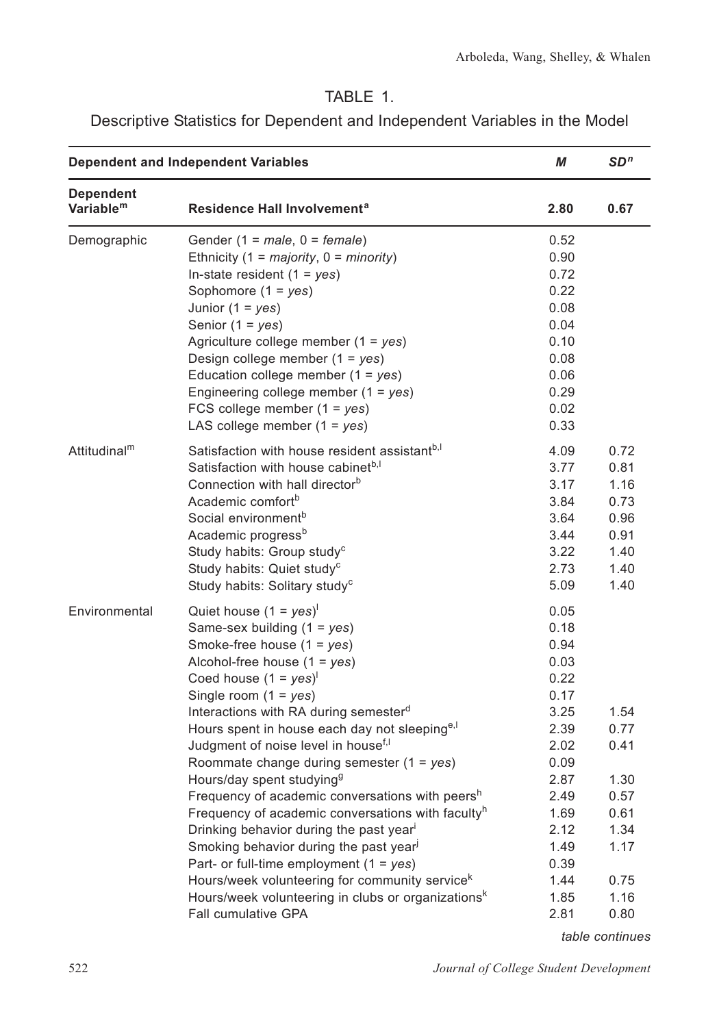TABLE 1.

Descriptive Statistics for Dependent and Independent Variables in the Model

| Dependent and Independent Variables | | *M* | *SD*[n] |
|---|---|---|---|
| **Dependent Variable**[m] | **Residence Hall Involvement**[a] | **2.80** | **0.67** |
| Demographic | Gender (1 = *male*, 0 = *female*) | 0.52 | |
| | Ethnicity (1 = *majority*, 0 = *minority*) | 0.90 | |
| | In-state resident (1 = *yes*) | 0.72 | |
| | Sophomore (1 = *yes*) | 0.22 | |
| | Junior (1 = *yes*) | 0.08 | |
| | Senior (1 = *yes*) | 0.04 | |
| | Agriculture college member (1 = *yes*) | 0.10 | |
| | Design college member (1 = *yes*) | 0.08 | |
| | Education college member (1 = *yes*) | 0.06 | |
| | Engineering college member (1 = *yes*) | 0.29 | |
| | FCS college member (1 = *yes*) | 0.02 | |
| | LAS college member (1 = *yes*) | 0.33 | |
| Attitudinal[m] | Satisfaction with house resident assistant[b,l] | 4.09 | 0.72 |
| | Satisfaction with house cabinet[b,l] | 3.77 | 0.81 |
| | Connection with hall director[b] | 3.17 | 1.16 |
| | Academic comfort[b] | 3.84 | 0.73 |
| | Social environment[b] | 3.64 | 0.96 |
| | Academic progress[b] | 3.44 | 0.91 |
| | Study habits: Group study[c] | 3.22 | 1.40 |
| | Study habits: Quiet study[c] | 2.73 | 1.40 |
| | Study habits: Solitary study[c] | 5.09 | 1.40 |
| Environmental | Quiet house (1 = *yes*)[l] | 0.05 | |
| | Same-sex building (1 = *yes*) | 0.18 | |
| | Smoke-free house (1 = *yes*) | 0.94 | |
| | Alcohol-free house (1 = *yes*) | 0.03 | |
| | Coed house (1 = *yes*)[l] | 0.22 | |
| | Single room (1 = *yes*) | 0.17 | |
| | Interactions with RA during semester[d] | 3.25 | 1.54 |
| | Hours spent in house each day not sleeping[e,l] | 2.39 | 0.77 |
| | Judgment of noise level in house[f,l] | 2.02 | 0.41 |
| | Roommate change during semester (1 = *yes*) | 0.09 | |
| | Hours/day spent studying[g] | 2.87 | 1.30 |
| | Frequency of academic conversations with peers[h] | 2.49 | 0.57 |
| | Frequency of academic conversations with faculty[h] | 1.69 | 0.61 |
| | Drinking behavior during the past year[i] | 2.12 | 1.34 |
| | Smoking behavior during the past year[j] | 1.49 | 1.17 |
| | Part- or full-time employment (1 = *yes*) | 0.39 | |
| | Hours/week volunteering for community service[k] | 1.44 | 0.75 |
| | Hours/week volunteering in clubs or organizations[k] | 1.85 | 1.16 |
| | Fall cumulative GPA | 2.81 | 0.80 |

*table continues*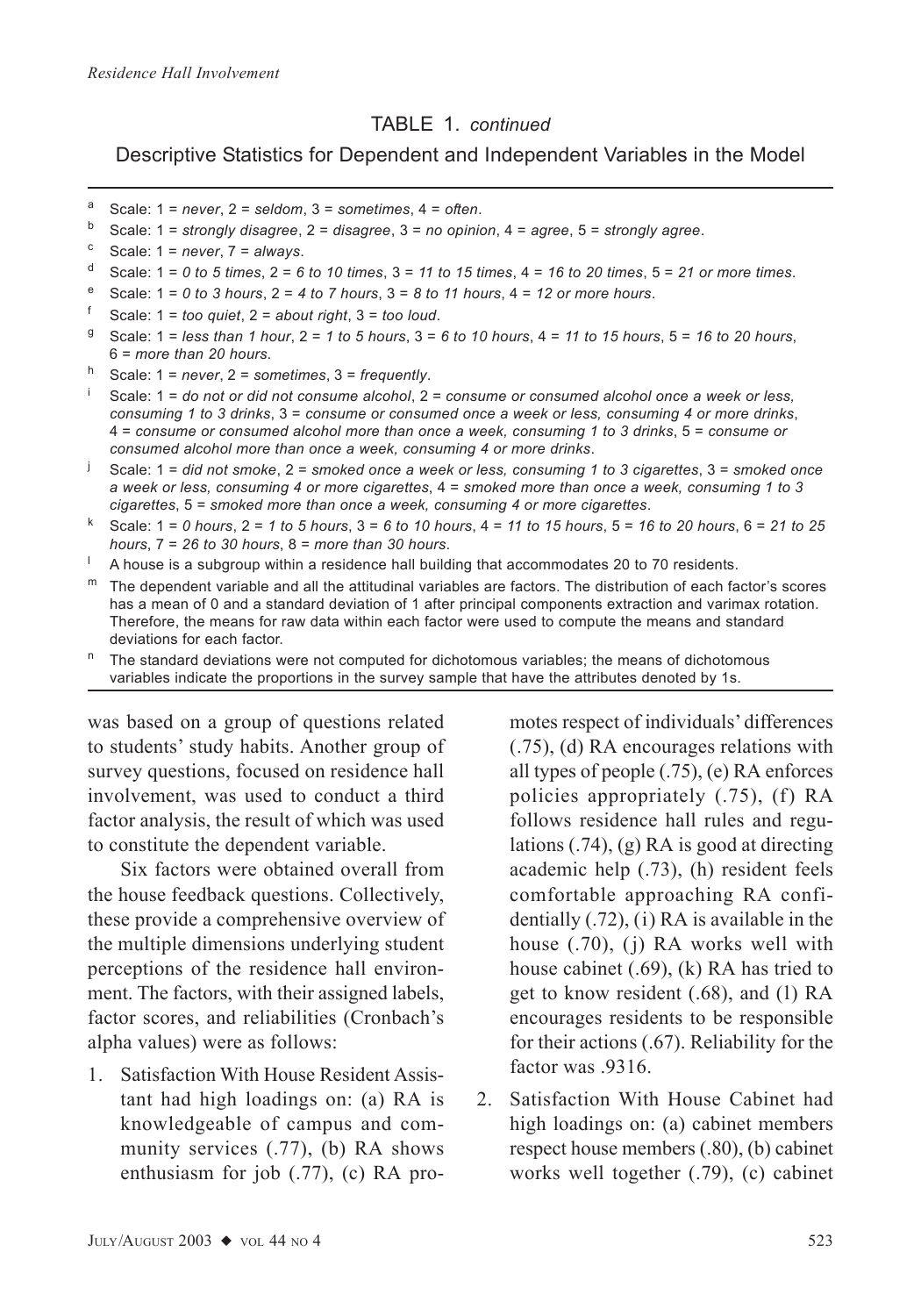TABLE 1. *continued*

Descriptive Statistics for Dependent and Independent Variables in the Model

[a] Scale: 1 = *never*, 2 = *seldom*, 3 = *sometimes*, 4 = *often*.

[b] Scale: 1 = *strongly disagree*, 2 = *disagree*, 3 = *no opinion*, 4 = *agree*, 5 = *strongly agree*.

[c] Scale: 1 = *never*, 7 = *always*.

[d] Scale: 1 = *0 to 5 times*, 2 = *6 to 10 times*, 3 = *11 to 15 times*, 4 = *16 to 20 times*, 5 = *21 or more times*.

[e] Scale: 1 = *0 to 3 hours*, 2 = *4 to 7 hours*, 3 = *8 to 11 hours*, 4 = *12 or more hours*.

[f] Scale: 1 = *too quiet*, 2 = *about right*, 3 = *too loud*.

[g] Scale: 1 = *less than 1 hour*, 2 = *1 to 5 hours*, 3 = *6 to 10 hours*, 4 = *11 to 15 hours*, 5 = *16 to 20 hours*, 6 = *more than 20 hours*.

[h] Scale: 1 = *never*, 2 = *sometimes*, 3 = *frequently*.

[i] Scale: 1 = *do not or did not consume alcohol*, 2 = *consume or consumed alcohol once a week or less, consuming 1 to 3 drinks*, 3 = *consume or consumed once a week or less, consuming 4 or more drinks*, 4 = *consume or consumed alcohol more than once a week, consuming 1 to 3 drinks*, 5 = *consume or consumed alcohol more than once a week, consuming 4 or more drinks*.

[j] Scale: 1 = *did not smoke*, 2 = *smoked once a week or less, consuming 1 to 3 cigarettes*, 3 = *smoked once a week or less, consuming 4 or more cigarettes*, 4 = *smoked more than once a week, consuming 1 to 3 cigarettes*, 5 = *smoked more than once a week, consuming 4 or more cigarettes*.

[k] Scale: 1 = *0 hours*, 2 = *1 to 5 hours*, 3 = *6 to 10 hours*, 4 = *11 to 15 hours*, 5 = *16 to 20 hours*, 6 = *21 to 25 hours*, 7 = *26 to 30 hours*, 8 = *more than 30 hours*.

[l] A house is a subgroup within a residence hall building that accommodates 20 to 70 residents.

[m] The dependent variable and all the attitudinal variables are factors. The distribution of each factor's scores has a mean of 0 and a standard deviation of 1 after principal components extraction and varimax rotation. Therefore, the means for raw data within each factor were used to compute the means and standard deviations for each factor.

[n] The standard deviations were not computed for dichotomous variables; the means of dichotomous variables indicate the proportions in the survey sample that have the attributes denoted by 1s.

was based on a group of questions related to students' study habits. Another group of survey questions, focused on residence hall involvement, was used to conduct a third factor analysis, the result of which was used to constitute the dependent variable.

Six factors were obtained overall from the house feedback questions. Collectively, these provide a comprehensive overview of the multiple dimensions underlying student perceptions of the residence hall environment. The factors, with their assigned labels, factor scores, and reliabilities (Cronbach's alpha values) were as follows:

1. Satisfaction With House Resident Assistant had high loadings on: (a) RA is knowledgeable of campus and community services (.77), (b) RA shows enthusiasm for job (.77), (c) RA promotes respect of individuals' differences (.75), (d) RA encourages relations with all types of people (.75), (e) RA enforces policies appropriately (.75), (f) RA follows residence hall rules and regulations (.74), (g) RA is good at directing academic help (.73), (h) resident feels comfortable approaching RA confidentially (.72), (i) RA is available in the house (.70), (j) RA works well with house cabinet (.69), (k) RA has tried to get to know resident (.68), and (l) RA encourages residents to be responsible for their actions (.67). Reliability for the factor was .9316.
2. Satisfaction With House Cabinet had high loadings on: (a) cabinet members respect house members (.80), (b) cabinet works well together (.79), (c) cabinet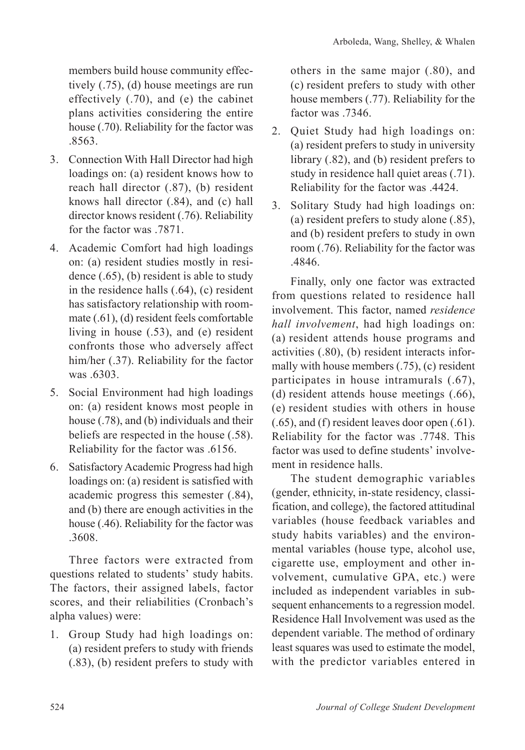members build house community effectively (.75), (d) house meetings are run effectively (.70), and (e) the cabinet plans activities considering the entire house (.70). Reliability for the factor was .8563.

3. Connection With Hall Director had high loadings on: (a) resident knows how to reach hall director (.87), (b) resident knows hall director (.84), and (c) hall director knows resident (.76). Reliability for the factor was .7871.
4. Academic Comfort had high loadings on: (a) resident studies mostly in residence (.65), (b) resident is able to study in the residence halls (.64), (c) resident has satisfactory relationship with roommate (.61), (d) resident feels comfortable living in house (.53), and (e) resident confronts those who adversely affect him/her (.37). Reliability for the factor was .6303.
5. Social Environment had high loadings on: (a) resident knows most people in house (.78), and (b) individuals and their beliefs are respected in the house (.58). Reliability for the factor was .6156.
6. Satisfactory Academic Progress had high loadings on: (a) resident is satisfied with academic progress this semester (.84), and (b) there are enough activities in the house (.46). Reliability for the factor was .3608.

Three factors were extracted from questions related to students' study habits. The factors, their assigned labels, factor scores, and their reliabilities (Cronbach's alpha values) were:

1. Group Study had high loadings on: (a) resident prefers to study with friends (.83), (b) resident prefers to study with others in the same major (.80), and (c) resident prefers to study with other house members (.77). Reliability for the factor was .7346.
2. Quiet Study had high loadings on: (a) resident prefers to study in university library (.82), and (b) resident prefers to study in residence hall quiet areas (.71). Reliability for the factor was .4424.
3. Solitary Study had high loadings on: (a) resident prefers to study alone (.85), and (b) resident prefers to study in own room (.76). Reliability for the factor was .4846.

Finally, only one factor was extracted from questions related to residence hall involvement. This factor, named *residence hall involvement*, had high loadings on: (a) resident attends house programs and activities (.80), (b) resident interacts informally with house members (.75), (c) resident participates in house intramurals (.67), (d) resident attends house meetings (.66), (e) resident studies with others in house (.65), and (f) resident leaves door open (.61). Reliability for the factor was .7748. This factor was used to define students' involvement in residence halls.

The student demographic variables (gender, ethnicity, in-state residency, classification, and college), the factored attitudinal variables (house feedback variables and study habits variables) and the environmental variables (house type, alcohol use, cigarette use, employment and other involvement, cumulative GPA, etc.) were included as independent variables in subsequent enhancements to a regression model. Residence Hall Involvement was used as the dependent variable. The method of ordinary least squares was used to estimate the model, with the predictor variables entered in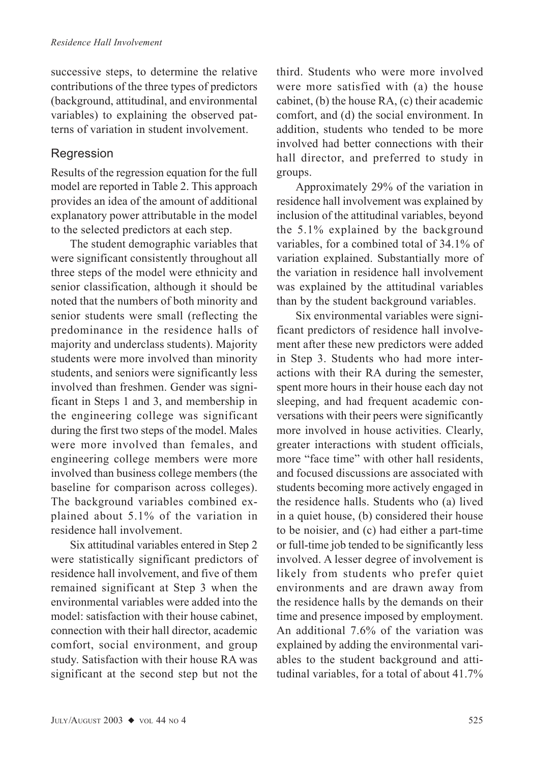successive steps, to determine the relative contributions of the three types of predictors (background, attitudinal, and environmental variables) to explaining the observed patterns of variation in student involvement.

## Regression

Results of the regression equation for the full model are reported in Table 2. This approach provides an idea of the amount of additional explanatory power attributable in the model to the selected predictors at each step.

The student demographic variables that were significant consistently throughout all three steps of the model were ethnicity and senior classification, although it should be noted that the numbers of both minority and senior students were small (reflecting the predominance in the residence halls of majority and underclass students). Majority students were more involved than minority students, and seniors were significantly less involved than freshmen. Gender was significant in Steps 1 and 3, and membership in the engineering college was significant during the first two steps of the model. Males were more involved than females, and engineering college members were more involved than business college members (the baseline for comparison across colleges). The background variables combined explained about 5.1% of the variation in residence hall involvement.

Six attitudinal variables entered in Step 2 were statistically significant predictors of residence hall involvement, and five of them remained significant at Step 3 when the environmental variables were added into the model: satisfaction with their house cabinet, connection with their hall director, academic comfort, social environment, and group study. Satisfaction with their house RA was significant at the second step but not the third. Students who were more involved were more satisfied with (a) the house cabinet, (b) the house RA, (c) their academic comfort, and (d) the social environment. In addition, students who tended to be more involved had better connections with their hall director, and preferred to study in groups.

Approximately 29% of the variation in residence hall involvement was explained by inclusion of the attitudinal variables, beyond the 5.1% explained by the background variables, for a combined total of 34.1% of variation explained. Substantially more of the variation in residence hall involvement was explained by the attitudinal variables than by the student background variables.

Six environmental variables were significant predictors of residence hall involvement after these new predictors were added in Step 3. Students who had more interactions with their RA during the semester, spent more hours in their house each day not sleeping, and had frequent academic conversations with their peers were significantly more involved in house activities. Clearly, greater interactions with student officials, more "face time" with other hall residents, and focused discussions are associated with students becoming more actively engaged in the residence halls. Students who (a) lived in a quiet house, (b) considered their house to be noisier, and (c) had either a part-time or full-time job tended to be significantly less involved. A lesser degree of involvement is likely from students who prefer quiet environments and are drawn away from the residence halls by the demands on their time and presence imposed by employment. An additional 7.6% of the variation was explained by adding the environmental variables to the student background and attitudinal variables, for a total of about 41.7%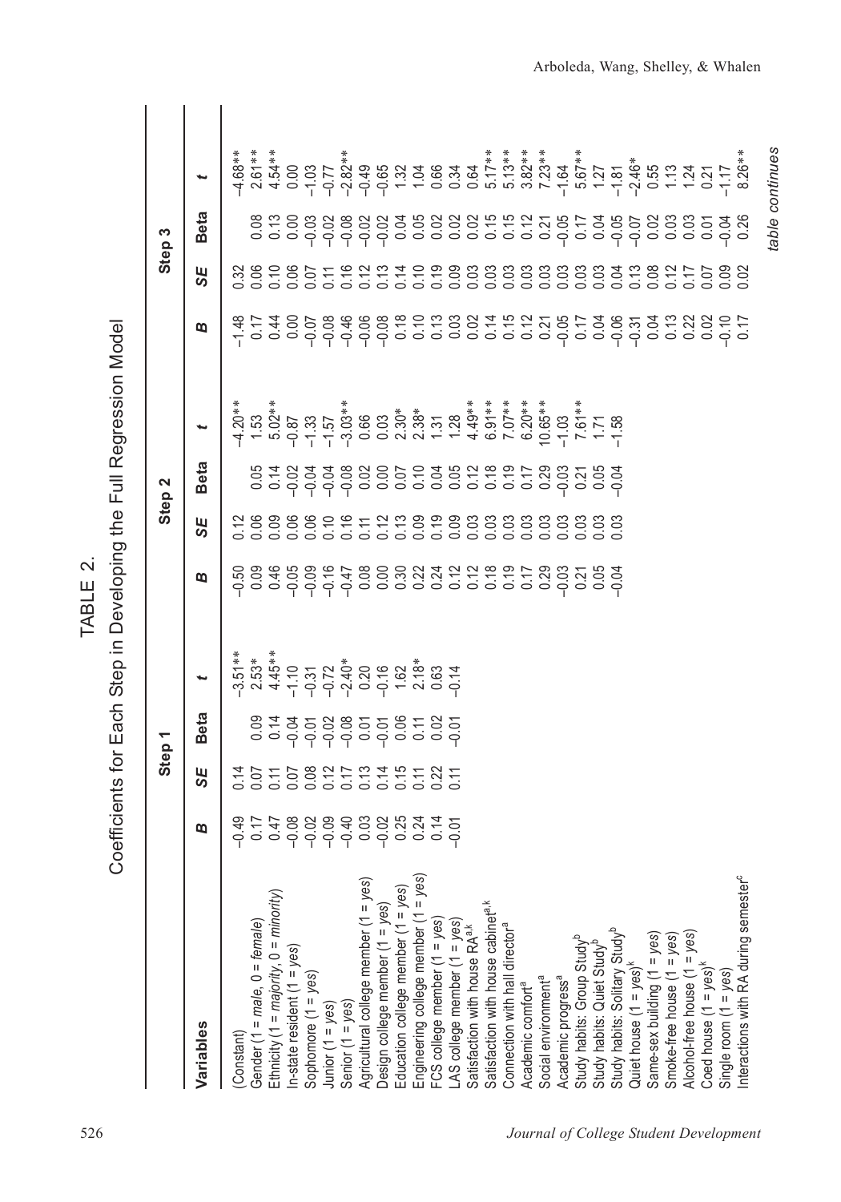TABLE 2.

Coefficients for Each Step in Developing the Full Regression Model

| Variables | Step 1 | | | | Step 2 | | | | Step 3 | | | |
|---|---|---|---|---|---|---|---|---|---|---|---|---|
| | *B* | *SE* | Beta | *t* | *B* | *SE* | Beta | *t* | *B* | *SE* | Beta | *t* |
| (Constant) | −0.49 | 0.14 | | −3.51** | −0.50 | 0.12 | | −4.20** | −1.48 | 0.32 | | −4.68** |
| Gender (1 = *male*, 0 = *female*) | 0.17 | 0.07 | 0.09 | 2.53* | 0.09 | 0.06 | 0.05 | 1.53 | 0.17 | 0.06 | 0.08 | 2.61** |
| Ethnicity (1 = *majority*, 0 = *minority*) | 0.47 | 0.11 | 0.14 | 4.45** | 0.46 | 0.09 | 0.14 | 5.02** | 0.44 | 0.10 | 0.13 | 4.54** |
| In-state resident (1 = *yes*) | −0.08 | 0.07 | −0.04 | −1.10 | −0.05 | 0.06 | −0.02 | −0.87 | 0.00 | 0.06 | 0.00 | 0.00 |
| Sophomore (1 = *yes*) | −0.02 | 0.08 | −0.01 | −0.31 | −0.09 | 0.06 | −0.04 | −1.33 | −0.07 | 0.07 | −0.03 | −1.03 |
| Junior (1 = *yes*) | −0.09 | 0.12 | −0.02 | −0.72 | −0.16 | 0.10 | −0.04 | −1.57 | −0.08 | 0.11 | −0.02 | −0.77 |
| Senior (1 = *yes*) | −0.40 | 0.17 | −0.08 | −2.40* | −0.47 | 0.16 | −0.08 | −3.03** | −0.46 | 0.16 | −0.08 | −2.82** |
| Agricultural college member (1 = *yes*) | 0.03 | 0.13 | 0.01 | 0.20 | 0.08 | 0.11 | 0.02 | 0.66 | −0.06 | 0.12 | −0.02 | −0.49 |
| Design college member (1 = *yes*) | −0.02 | 0.14 | −0.01 | −0.16 | 0.00 | 0.12 | 0.00 | 0.03 | −0.08 | 0.13 | −0.02 | −0.65 |
| Education college member (1 = *yes*) | 0.25 | 0.15 | 0.06 | 1.62 | 0.30 | 0.13 | 0.07 | 2.30* | 0.18 | 0.14 | 0.04 | 1.32 |
| Engineering college member (1 = *yes*) | 0.24 | 0.11 | 0.11 | 2.18* | 0.22 | 0.09 | 0.10 | 2.38* | 0.10 | 0.10 | 0.05 | 1.04 |
| FCS college member (1 = *yes*) | 0.14 | 0.22 | 0.02 | 0.63 | 0.24 | 0.19 | 0.04 | 1.31 | 0.13 | 0.19 | 0.02 | 0.66 |
| LAS college member (1 = *yes*) | −0.01 | 0.11 | −0.01 | −0.14 | 0.12 | 0.09 | 0.05 | 1.28 | 0.03 | 0.09 | 0.02 | 0.34 |
| Satisfaction with house RA[a,k] | | | | | 0.12 | 0.03 | 0.12 | 4.49** | 0.02 | 0.03 | 0.02 | 0.64 |
| Satisfaction with house cabinet[a,k] | | | | | 0.18 | 0.03 | 0.18 | 6.91** | 0.14 | 0.03 | 0.15 | 5.17** |
| Connection with hall director[a] | | | | | 0.19 | 0.03 | 0.19 | 7.07** | 0.15 | 0.03 | 0.15 | 5.13** |
| Academic comfort[a] | | | | | 0.17 | 0.03 | 0.17 | 6.20** | 0.12 | 0.03 | 0.12 | 3.82** |
| Social environment[a] | | | | | 0.29 | 0.03 | 0.29 | 10.65** | 0.21 | 0.03 | 0.21 | 7.23** |
| Academic progress[a] | | | | | −0.03 | 0.03 | −0.03 | −1.03 | −0.05 | 0.03 | −0.05 | −1.64 |
| Study habits: Group Study[b] | | | | | 0.21 | 0.03 | 0.21 | 7.61** | 0.17 | 0.03 | 0.17 | 5.67** |
| Study habits: Quiet Study[b] | | | | | 0.05 | 0.03 | 0.05 | 1.71 | 0.04 | 0.03 | 0.04 | 1.27 |
| Study habits: Solitary Study[b] | | | | | −0.04 | 0.03 | −0.04 | −1.58 | −0.06 | 0.04 | −0.05 | −1.81 |
| Quiet house (1 = *yes*)[k] | | | | | | | | | −0.31 | 0.13 | −0.07 | −2.46* |
| Same-sex building (1 = *yes*) | | | | | | | | | 0.04 | 0.08 | 0.02 | 0.55 |
| Smoke-free house (1 = *yes*) | | | | | | | | | 0.13 | 0.12 | 0.03 | 1.13 |
| Alcohol-free house (1 = *yes*) | | | | | | | | | 0.22 | 0.17 | 0.03 | 1.24 |
| Coed house (1 = *yes*)[k] | | | | | | | | | 0.02 | 0.07 | 0.01 | 0.21 |
| Single room (1 = *yes*) | | | | | | | | | −0.10 | 0.09 | −0.04 | −1.17 |
| Interactions with RA during semester[c] | | | | | | | | | 0.17 | 0.02 | 0.26 | 8.26** |

*table continues*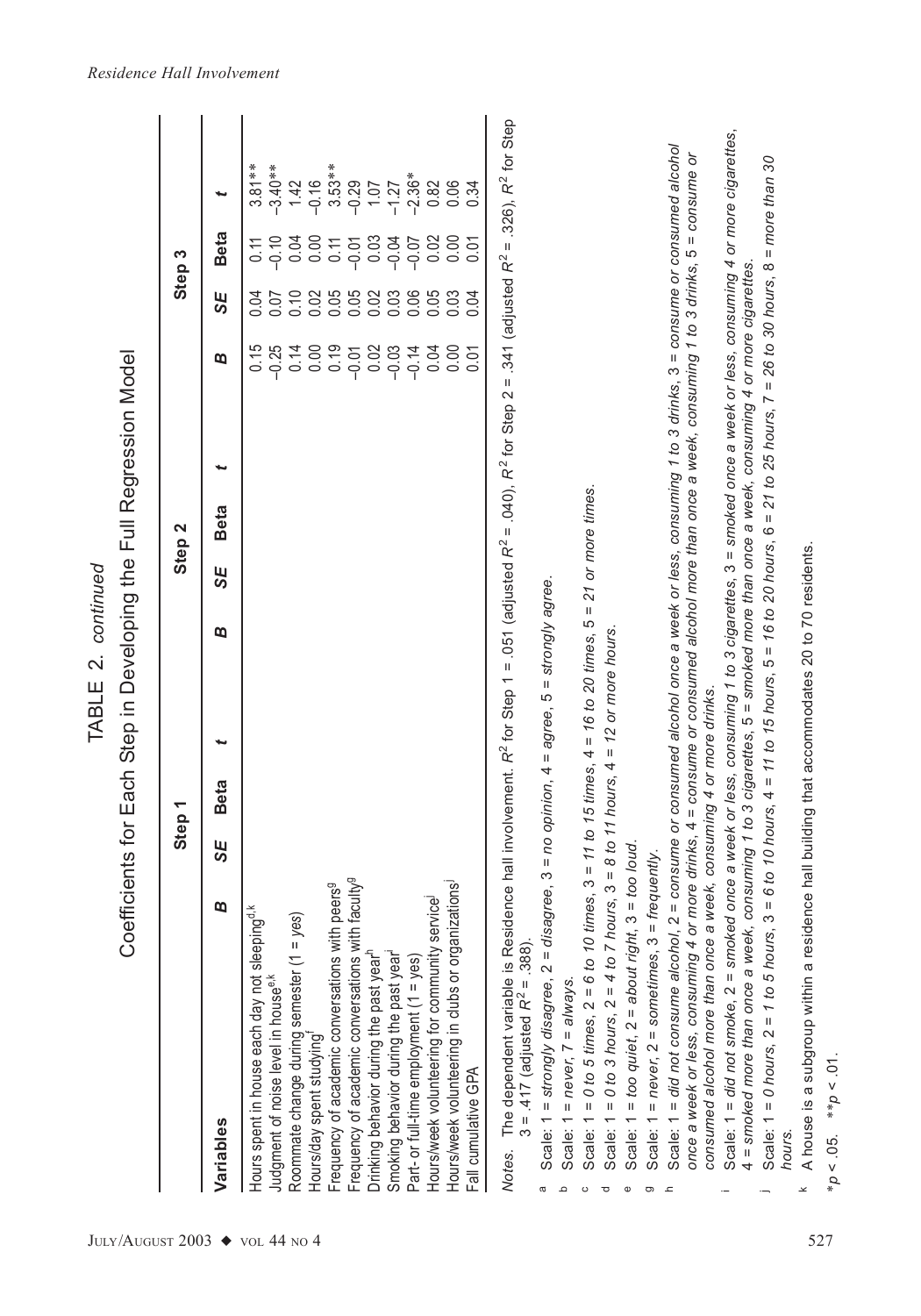TABLE 2. *continued*

Coefficients for Each Step in Developing the Full Regression Model

| Variables | Step 1 | | | | Step 2 | | | | Step 3 | | | |
|---|---|---|---|---|---|---|---|---|---|---|---|---|
| | *B* | *SE* | Beta | *t* | *B* | *SE* | Beta | *t* | *B* | *SE* | Beta | *t* |
| Hours spent in house each day not sleeping[d,k] | | | | | | | | | 0.15 | 0.04 | 0.11 | 3.81** |
| Judgment of noise level in house[e,k] | | | | | | | | | –0.25 | 0.07 | –0.10 | –3.40** |
| Roommate change during semester (1 = yes) | | | | | | | | | 0.14 | 0.10 | 0.04 | 1.42 |
| Hours/day spent studying[f] | | | | | | | | | 0.00 | 0.02 | 0.00 | –0.16 |
| Frequency of academic conversations with peers[g] | | | | | | | | | 0.19 | 0.05 | 0.11 | 3.53** |
| Frequency of academic conversations with faculty[g] | | | | | | | | | –0.01 | 0.05 | –0.01 | –0.29 |
| Drinking behavior during the past year[h] | | | | | | | | | 0.02 | 0.02 | 0.03 | 1.07 |
| Smoking behavior during the past year[i] | | | | | | | | | –0.03 | 0.03 | –0.04 | –1.27 |
| Part- or full-time employment (1 = yes) | | | | | | | | | –0.14 | 0.06 | –0.07 | –2.36* |
| Hours/week volunteering for community service[j] | | | | | | | | | 0.04 | 0.05 | 0.02 | 0.82 |
| Hours/week volunteering in clubs or organizations[j] | | | | | | | | | 0.00 | 0.03 | 0.00 | 0.06 |
| Fall cumulative GPA | | | | | | | | | 0.01 | 0.04 | 0.01 | 0.34 |

*Notes.* The dependent variable is Residence hall involvement. $R^2$ for Step 1 = .051 (adjusted $R^2$ = .040), $R^2$ for Step 2 = .341 (adjusted $R^2$ = .326), $R^2$ for Step 3 = .417 (adjusted $R^2$ = .388).

[a] Scale: 1 = *strongly disagree*, 2 = *disagree*, 3 = *no opinion*, 4 = *agree*, 5 = *strongly agree*.

[b] Scale: 1 = *never*, 7 = *always*.

[c] Scale: 1 = *0 to 5 times*, 2 = *6 to 10 times*, 3 = *11 to 15 times*, 4 = *16 to 20 times*, 5 = *21 or more times*.

[d] Scale: 1 = *0 to 3 hours*, 2 = *4 to 7 hours*, 3 = *8 to 11 hours*, 4 = *12 or more hours*.

[e] Scale: 1 = *too quiet*, 2 = *about right*, 3 = *too loud*.

[g] Scale: 1 = *never*, 2 = *sometimes*, 3 = *frequently*.

[h] Scale: 1 = *did not consume alcohol*, 2 = *consume or consumed alcohol once a week or less, consuming 1 to 3 drinks*, 3 = *consume or consumed alcohol once a week or less, consuming 4 or more drinks*, 4 = *consume or consumed alcohol more than once a week, consuming 1 to 3 drinks*, 5 = *consume or consumed alcohol more than once a week, consuming 4 or more drinks*.

[i] Scale: 1 = *did not smoke*, 2 = *smoked once a week or less, consuming 1 to 3 cigarettes*, 3 = *smoked once a week or less, consuming 4 or more cigarettes*, 4 = *smoked more than once a week, consuming 1 to 3 cigarettes*, 5 = *smoked more than once a week, consuming 4 or more cigarettes*.

[j] Scale: 1 = *0 hours*, 2 = *1 to 5 hours*, 3 = *6 to 10 hours*, 4 = *11 to 15 hours*, 5 = *16 to 20 hours*, 6 = *21 to 25 hours*, 7 = *26 to 30 hours*, 8 = *more than 30 hours*.

[k] A house is a subgroup within a residence hall building that accommodates 20 to 70 residents.

$*p < .05$. $**p < .01$.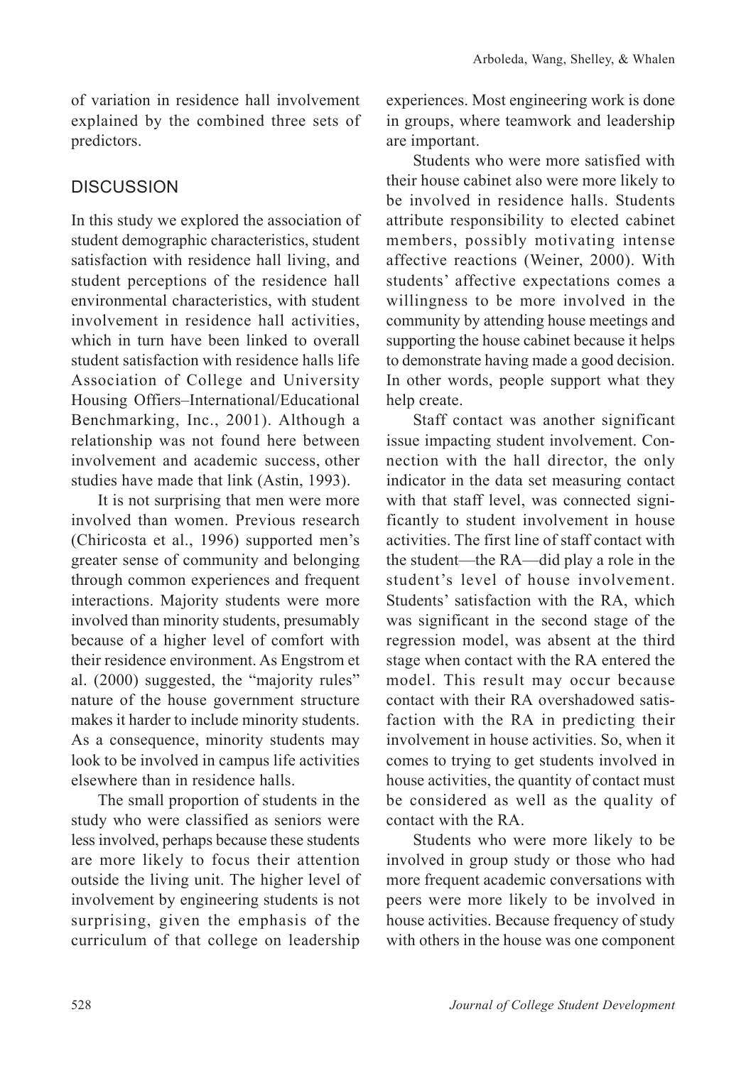of variation in residence hall involvement explained by the combined three sets of predictors.

## DISCUSSION

In this study we explored the association of student demographic characteristics, student satisfaction with residence hall living, and student perceptions of the residence hall environmental characteristics, with student involvement in residence hall activities, which in turn have been linked to overall student satisfaction with residence halls life Association of College and University Housing Offiers–International/Educational Benchmarking, Inc., 2001). Although a relationship was not found here between involvement and academic success, other studies have made that link (Astin, 1993).

It is not surprising that men were more involved than women. Previous research (Chiricosta et al., 1996) supported men's greater sense of community and belonging through common experiences and frequent interactions. Majority students were more involved than minority students, presumably because of a higher level of comfort with their residence environment. As Engstrom et al. (2000) suggested, the "majority rules" nature of the house government structure makes it harder to include minority students. As a consequence, minority students may look to be involved in campus life activities elsewhere than in residence halls.

The small proportion of students in the study who were classified as seniors were less involved, perhaps because these students are more likely to focus their attention outside the living unit. The higher level of involvement by engineering students is not surprising, given the emphasis of the curriculum of that college on leadership experiences. Most engineering work is done in groups, where teamwork and leadership are important.

Students who were more satisfied with their house cabinet also were more likely to be involved in residence halls. Students attribute responsibility to elected cabinet members, possibly motivating intense affective reactions (Weiner, 2000). With students' affective expectations comes a willingness to be more involved in the community by attending house meetings and supporting the house cabinet because it helps to demonstrate having made a good decision. In other words, people support what they help create.

Staff contact was another significant issue impacting student involvement. Connection with the hall director, the only indicator in the data set measuring contact with that staff level, was connected significantly to student involvement in house activities. The first line of staff contact with the student—the RA—did play a role in the student's level of house involvement. Students' satisfaction with the RA, which was significant in the second stage of the regression model, was absent at the third stage when contact with the RA entered the model. This result may occur because contact with their RA overshadowed satisfaction with the RA in predicting their involvement in house activities. So, when it comes to trying to get students involved in house activities, the quantity of contact must be considered as well as the quality of contact with the RA.

Students who were more likely to be involved in group study or those who had more frequent academic conversations with peers were more likely to be involved in house activities. Because frequency of study with others in the house was one component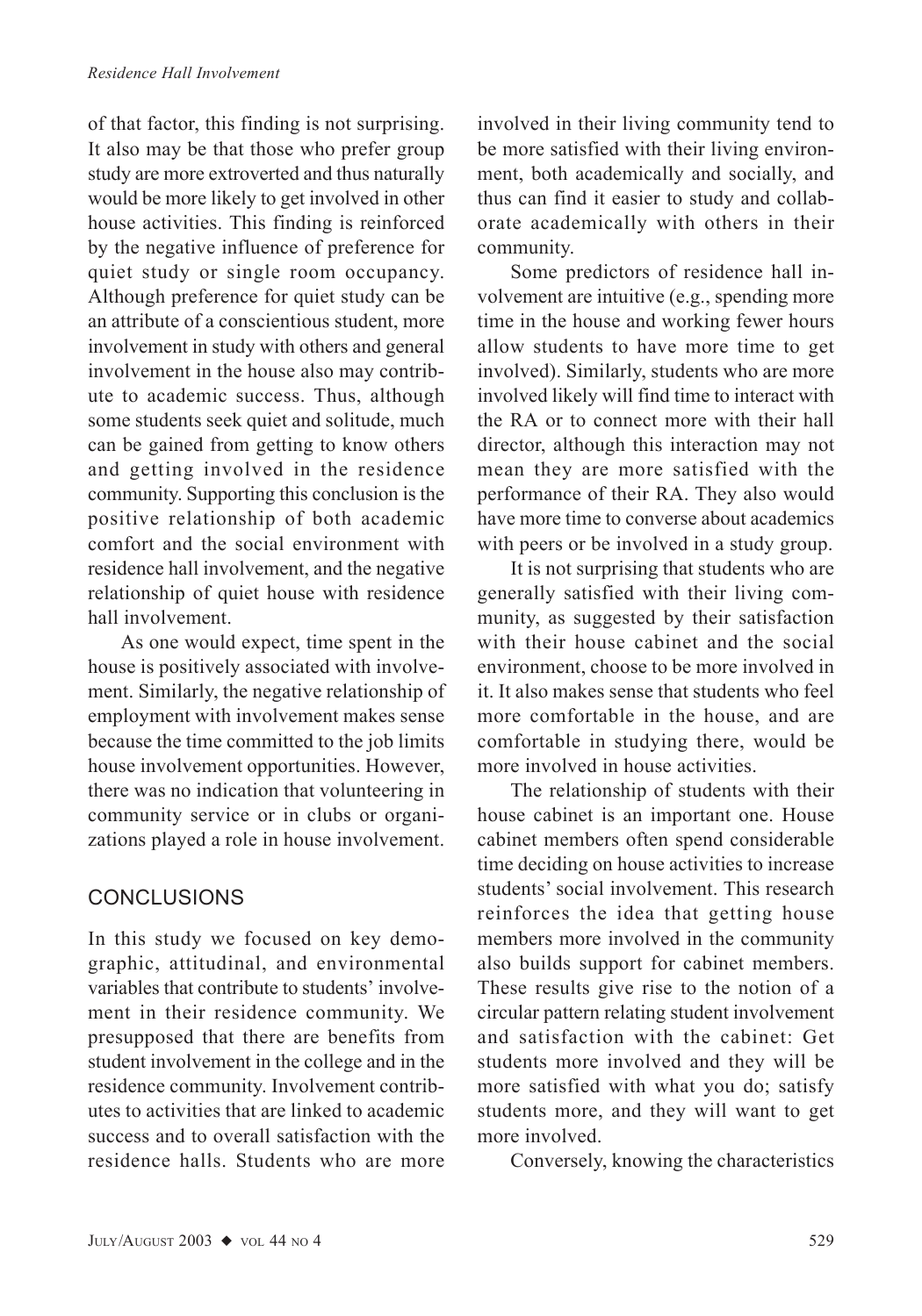of that factor, this finding is not surprising. It also may be that those who prefer group study are more extroverted and thus naturally would be more likely to get involved in other house activities. This finding is reinforced by the negative influence of preference for quiet study or single room occupancy. Although preference for quiet study can be an attribute of a conscientious student, more involvement in study with others and general involvement in the house also may contribute to academic success. Thus, although some students seek quiet and solitude, much can be gained from getting to know others and getting involved in the residence community. Supporting this conclusion is the positive relationship of both academic comfort and the social environment with residence hall involvement, and the negative relationship of quiet house with residence hall involvement.

As one would expect, time spent in the house is positively associated with involvement. Similarly, the negative relationship of employment with involvement makes sense because the time committed to the job limits house involvement opportunities. However, there was no indication that volunteering in community service or in clubs or organizations played a role in house involvement.

## CONCLUSIONS

In this study we focused on key demographic, attitudinal, and environmental variables that contribute to students' involvement in their residence community. We presupposed that there are benefits from student involvement in the college and in the residence community. Involvement contributes to activities that are linked to academic success and to overall satisfaction with the residence halls. Students who are more involved in their living community tend to be more satisfied with their living environment, both academically and socially, and thus can find it easier to study and collaborate academically with others in their community.

Some predictors of residence hall involvement are intuitive (e.g., spending more time in the house and working fewer hours allow students to have more time to get involved). Similarly, students who are more involved likely will find time to interact with the RA or to connect more with their hall director, although this interaction may not mean they are more satisfied with the performance of their RA. They also would have more time to converse about academics with peers or be involved in a study group.

It is not surprising that students who are generally satisfied with their living community, as suggested by their satisfaction with their house cabinet and the social environment, choose to be more involved in it. It also makes sense that students who feel more comfortable in the house, and are comfortable in studying there, would be more involved in house activities.

The relationship of students with their house cabinet is an important one. House cabinet members often spend considerable time deciding on house activities to increase students' social involvement. This research reinforces the idea that getting house members more involved in the community also builds support for cabinet members. These results give rise to the notion of a circular pattern relating student involvement and satisfaction with the cabinet: Get students more involved and they will be more satisfied with what you do; satisfy students more, and they will want to get more involved.

Conversely, knowing the characteristics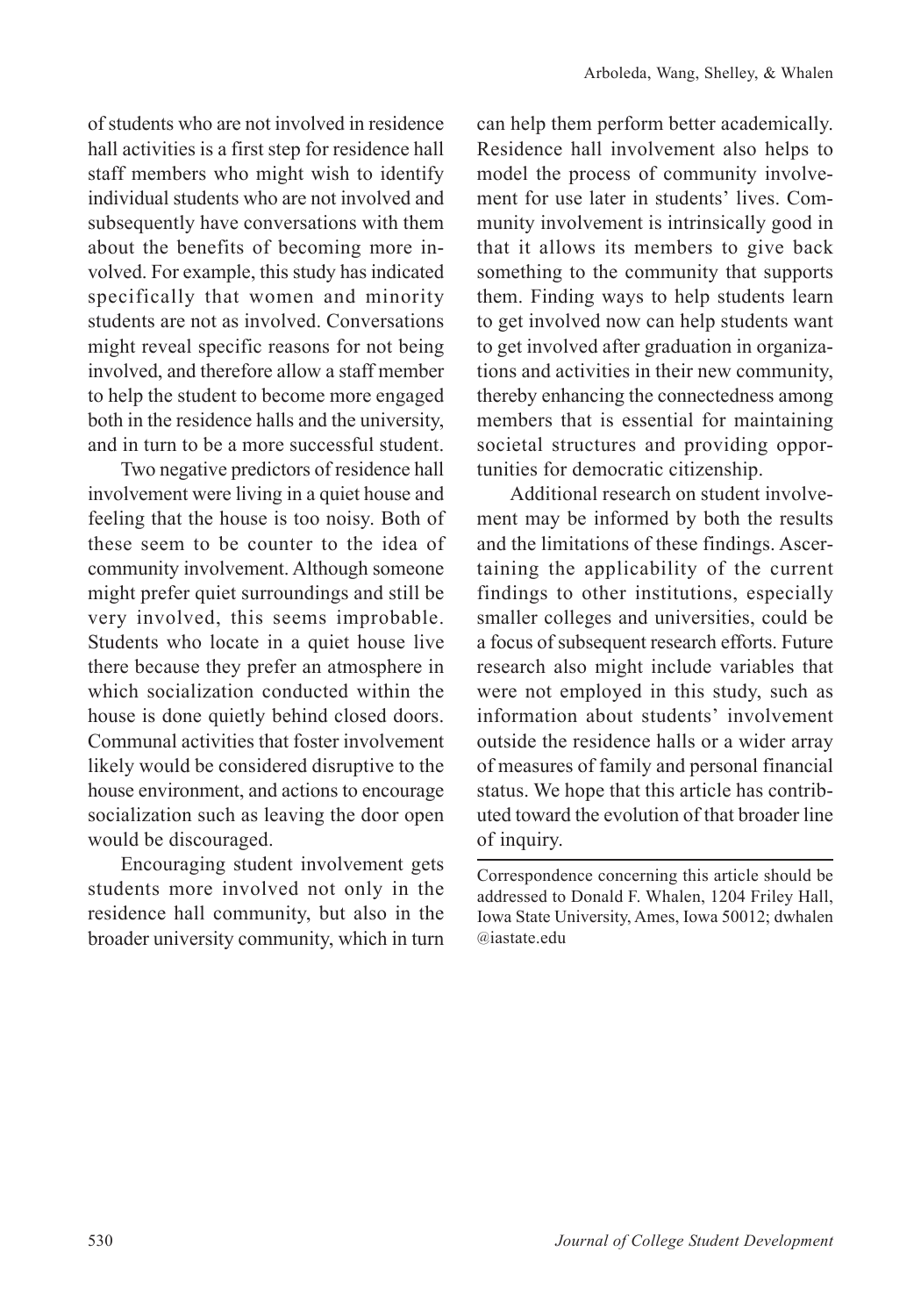of students who are not involved in residence hall activities is a first step for residence hall staff members who might wish to identify individual students who are not involved and subsequently have conversations with them about the benefits of becoming more involved. For example, this study has indicated specifically that women and minority students are not as involved. Conversations might reveal specific reasons for not being involved, and therefore allow a staff member to help the student to become more engaged both in the residence halls and the university, and in turn to be a more successful student.

Two negative predictors of residence hall involvement were living in a quiet house and feeling that the house is too noisy. Both of these seem to be counter to the idea of community involvement. Although someone might prefer quiet surroundings and still be very involved, this seems improbable. Students who locate in a quiet house live there because they prefer an atmosphere in which socialization conducted within the house is done quietly behind closed doors. Communal activities that foster involvement likely would be considered disruptive to the house environment, and actions to encourage socialization such as leaving the door open would be discouraged.

Encouraging student involvement gets students more involved not only in the residence hall community, but also in the broader university community, which in turn can help them perform better academically. Residence hall involvement also helps to model the process of community involvement for use later in students' lives. Community involvement is intrinsically good in that it allows its members to give back something to the community that supports them. Finding ways to help students learn to get involved now can help students want to get involved after graduation in organizations and activities in their new community, thereby enhancing the connectedness among members that is essential for maintaining societal structures and providing opportunities for democratic citizenship.

Additional research on student involvement may be informed by both the results and the limitations of these findings. Ascertaining the applicability of the current findings to other institutions, especially smaller colleges and universities, could be a focus of subsequent research efforts. Future research also might include variables that were not employed in this study, such as information about students' involvement outside the residence halls or a wider array of measures of family and personal financial status. We hope that this article has contributed toward the evolution of that broader line of inquiry.

---

Correspondence concerning this article should be addressed to Donald F. Whalen, 1204 Friley Hall, Iowa State University, Ames, Iowa 50012; dwhalen@iastate.edu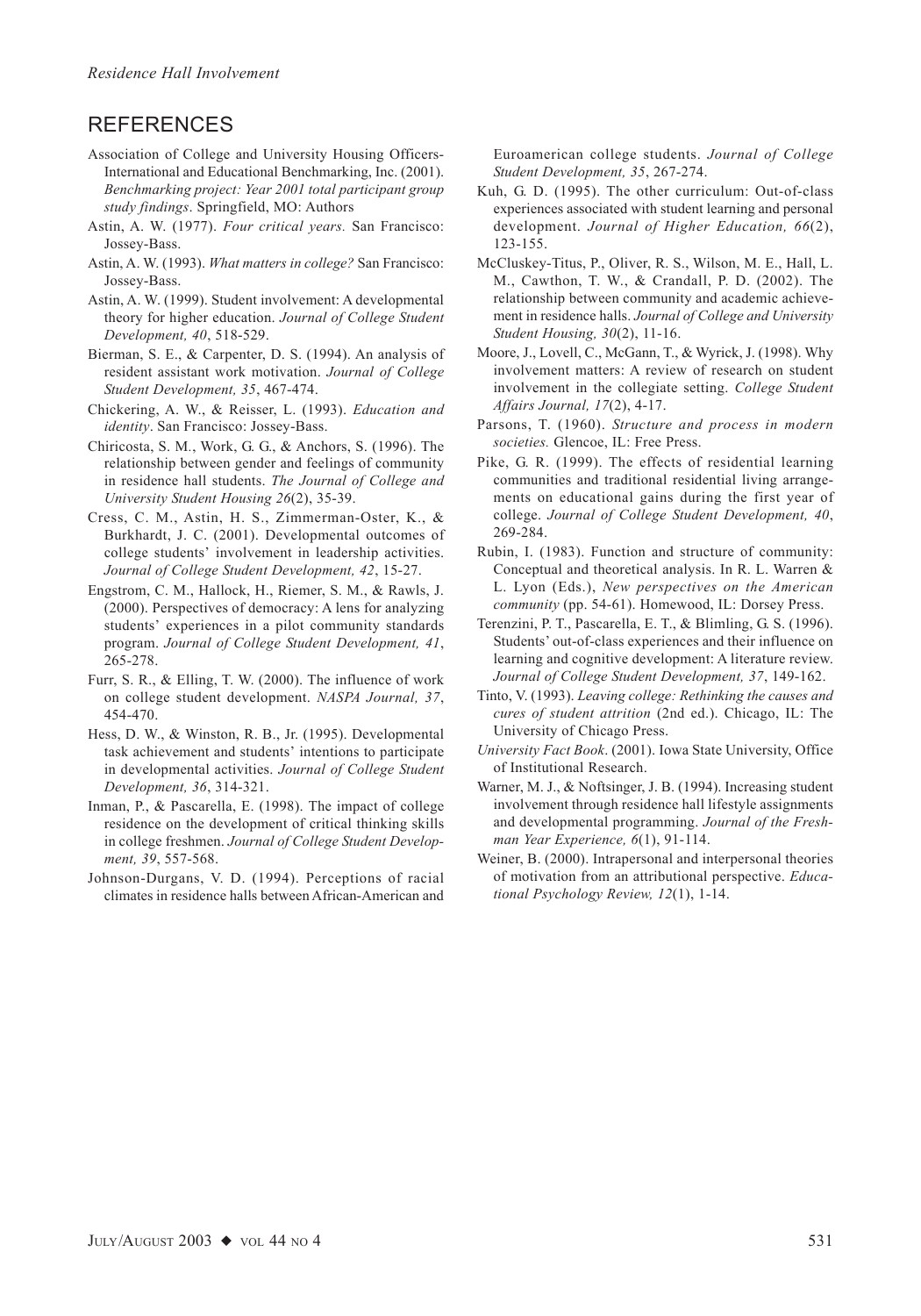## REFERENCES

Association of College and University Housing Officers-International and Educational Benchmarking, Inc. (2001). *Benchmarking project: Year 2001 total participant group study findings*. Springfield, MO: Authors

Astin, A. W. (1977). *Four critical years.* San Francisco: Jossey-Bass.

Astin, A. W. (1993). *What matters in college?* San Francisco: Jossey-Bass.

Astin, A. W. (1999). Student involvement: A developmental theory for higher education. *Journal of College Student Development, 40*, 518-529.

Bierman, S. E., & Carpenter, D. S. (1994). An analysis of resident assistant work motivation. *Journal of College Student Development, 35*, 467-474.

Chickering, A. W., & Reisser, L. (1993). *Education and identity*. San Francisco: Jossey-Bass.

Chiricosta, S. M., Work, G. G., & Anchors, S. (1996). The relationship between gender and feelings of community in residence hall students. *The Journal of College and University Student Housing 26*(2), 35-39.

Cress, C. M., Astin, H. S., Zimmerman-Oster, K., & Burkhardt, J. C. (2001). Developmental outcomes of college students' involvement in leadership activities. *Journal of College Student Development, 42*, 15-27.

Engstrom, C. M., Hallock, H., Riemer, S. M., & Rawls, J. (2000). Perspectives of democracy: A lens for analyzing students' experiences in a pilot community standards program. *Journal of College Student Development, 41*, 265-278.

Furr, S. R., & Elling, T. W. (2000). The influence of work on college student development. *NASPA Journal, 37*, 454-470.

Hess, D. W., & Winston, R. B., Jr. (1995). Developmental task achievement and students' intentions to participate in developmental activities. *Journal of College Student Development, 36*, 314-321.

Inman, P., & Pascarella, E. (1998). The impact of college residence on the development of critical thinking skills in college freshmen. *Journal of College Student Development, 39*, 557-568.

Johnson-Durgans, V. D. (1994). Perceptions of racial climates in residence halls between African-American and Euroamerican college students. *Journal of College Student Development, 35*, 267-274.

Kuh, G. D. (1995). The other curriculum: Out-of-class experiences associated with student learning and personal development. *Journal of Higher Education, 66*(2), 123-155.

McCluskey-Titus, P., Oliver, R. S., Wilson, M. E., Hall, L. M., Cawthon, T. W., & Crandall, P. D. (2002). The relationship between community and academic achievement in residence halls. *Journal of College and University Student Housing, 30*(2), 11-16.

Moore, J., Lovell, C., McGann, T., & Wyrick, J. (1998). Why involvement matters: A review of research on student involvement in the collegiate setting. *College Student Affairs Journal, 17*(2), 4-17.

Parsons, T. (1960). *Structure and process in modern societies.* Glencoe, IL: Free Press.

Pike, G. R. (1999). The effects of residential learning communities and traditional residential living arrangements on educational gains during the first year of college. *Journal of College Student Development, 40*, 269-284.

Rubin, I. (1983). Function and structure of community: Conceptual and theoretical analysis. In R. L. Warren & L. Lyon (Eds.), *New perspectives on the American community* (pp. 54-61). Homewood, IL: Dorsey Press.

Terenzini, P. T., Pascarella, E. T., & Blimling, G. S. (1996). Students' out-of-class experiences and their influence on learning and cognitive development: A literature review. *Journal of College Student Development, 37*, 149-162.

Tinto, V. (1993). *Leaving college: Rethinking the causes and cures of student attrition* (2nd ed.). Chicago, IL: The University of Chicago Press.

*University Fact Book*. (2001). Iowa State University, Office of Institutional Research.

Warner, M. J., & Noftsinger, J. B. (1994). Increasing student involvement through residence hall lifestyle assignments and developmental programming. *Journal of the Freshman Year Experience, 6*(1), 91-114.

Weiner, B. (2000). Intrapersonal and interpersonal theories of motivation from an attributional perspective. *Educational Psychology Review, 12*(1), 1-14.